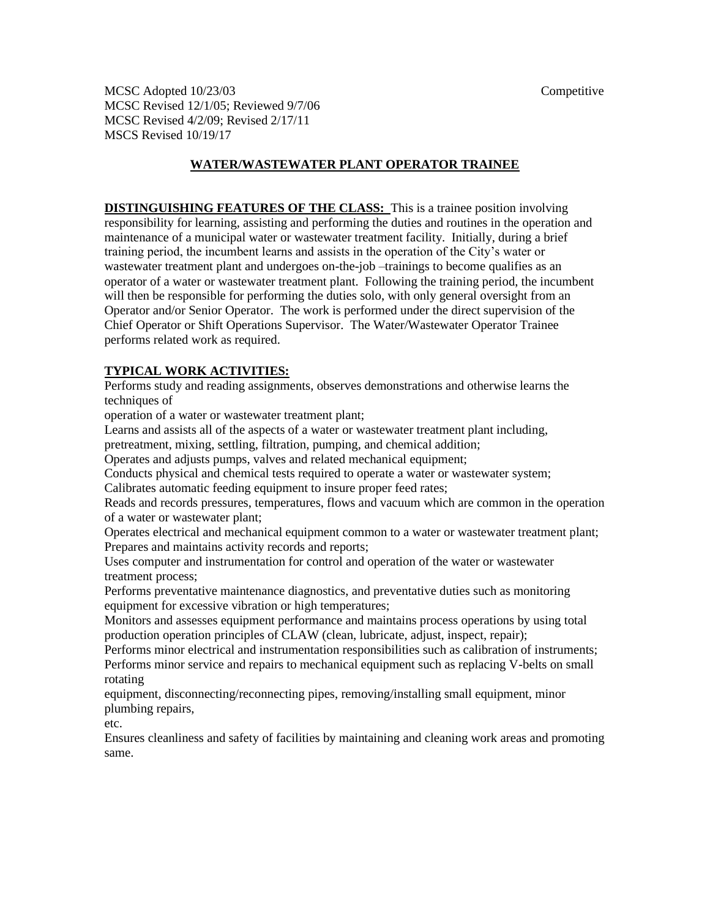MCSC Adopted 10/23/03 Competitive
MCSC Revised 12/1/05; Reviewed 9/7/06
MCSC Revised 4/2/09; Revised 2/17/11
MSCS Revised 10/19/17

## WATER/WASTEWATER PLANT OPERATOR TRAINEE

**DISTINGUISHING FEATURES OF THE CLASS:** This is a trainee position involving responsibility for learning, assisting and performing the duties and routines in the operation and maintenance of a municipal water or wastewater treatment facility. Initially, during a brief training period, the incumbent learns and assists in the operation of the City's water or wastewater treatment plant and undergoes on-the-job –trainings to become qualifies as an operator of a water or wastewater treatment plant. Following the training period, the incumbent will then be responsible for performing the duties solo, with only general oversight from an Operator and/or Senior Operator. The work is performed under the direct supervision of the Chief Operator or Shift Operations Supervisor. The Water/Wastewater Operator Trainee performs related work as required.

**TYPICAL WORK ACTIVITIES:**

Performs study and reading assignments, observes demonstrations and otherwise learns the techniques of
operation of a water or wastewater treatment plant;
Learns and assists all of the aspects of a water or wastewater treatment plant including, pretreatment, mixing, settling, filtration, pumping, and chemical addition;
Operates and adjusts pumps, valves and related mechanical equipment;
Conducts physical and chemical tests required to operate a water or wastewater system;
Calibrates automatic feeding equipment to insure proper feed rates;
Reads and records pressures, temperatures, flows and vacuum which are common in the operation of a water or wastewater plant;
Operates electrical and mechanical equipment common to a water or wastewater treatment plant;
Prepares and maintains activity records and reports;
Uses computer and instrumentation for control and operation of the water or wastewater treatment process;
Performs preventative maintenance diagnostics, and preventative duties such as monitoring equipment for excessive vibration or high temperatures;
Monitors and assesses equipment performance and maintains process operations by using total production operation principles of CLAW (clean, lubricate, adjust, inspect, repair);
Performs minor electrical and instrumentation responsibilities such as calibration of instruments;
Performs minor service and repairs to mechanical equipment such as replacing V-belts on small rotating
equipment, disconnecting/reconnecting pipes, removing/installing small equipment, minor plumbing repairs,
etc.
Ensures cleanliness and safety of facilities by maintaining and cleaning work areas and promoting same.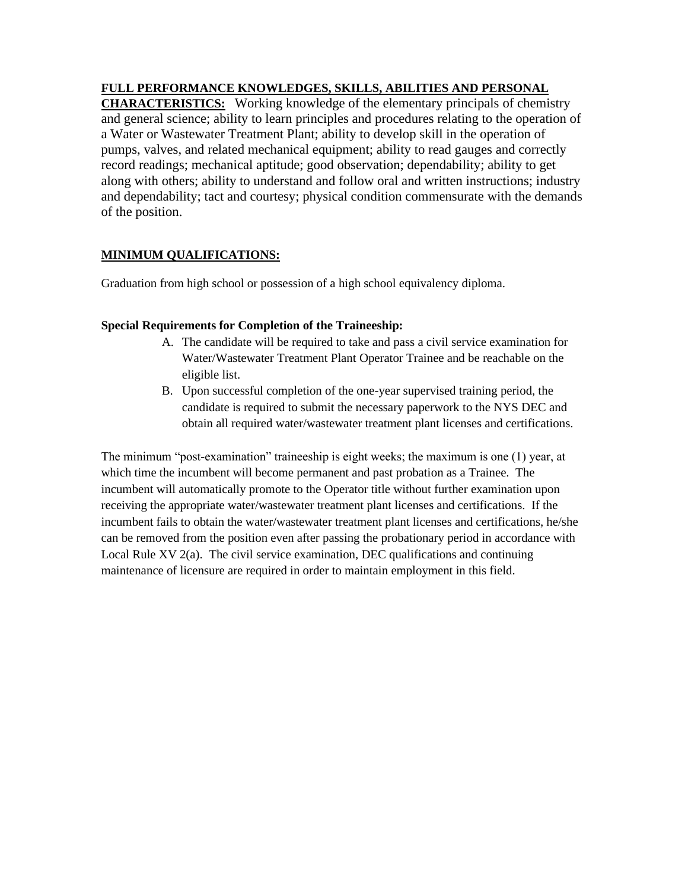**FULL PERFORMANCE KNOWLEDGES, SKILLS, ABILITIES AND PERSONAL CHARACTERISTICS:** Working knowledge of the elementary principals of chemistry and general science; ability to learn principles and procedures relating to the operation of a Water or Wastewater Treatment Plant; ability to develop skill in the operation of pumps, valves, and related mechanical equipment; ability to read gauges and correctly record readings; mechanical aptitude; good observation; dependability; ability to get along with others; ability to understand and follow oral and written instructions; industry and dependability; tact and courtesy; physical condition commensurate with the demands of the position.

**MINIMUM QUALIFICATIONS:**

Graduation from high school or possession of a high school equivalency diploma.

**Special Requirements for Completion of the Traineeship:**

A. The candidate will be required to take and pass a civil service examination for Water/Wastewater Treatment Plant Operator Trainee and be reachable on the eligible list.
B. Upon successful completion of the one-year supervised training period, the candidate is required to submit the necessary paperwork to the NYS DEC and obtain all required water/wastewater treatment plant licenses and certifications.

The minimum "post-examination" traineeship is eight weeks; the maximum is one (1) year, at which time the incumbent will become permanent and past probation as a Trainee. The incumbent will automatically promote to the Operator title without further examination upon receiving the appropriate water/wastewater treatment plant licenses and certifications. If the incumbent fails to obtain the water/wastewater treatment plant licenses and certifications, he/she can be removed from the position even after passing the probationary period in accordance with Local Rule XV 2(a). The civil service examination, DEC qualifications and continuing maintenance of licensure are required in order to maintain employment in this field.